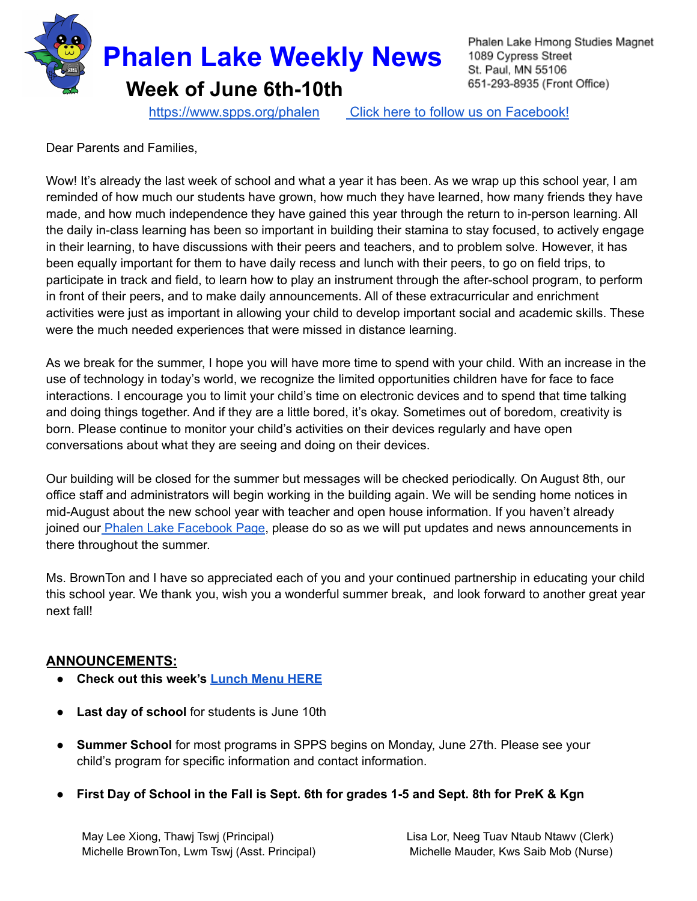# Phalen Lake Weekly News

## Week of June 6th-10th

Phalen Lake Hmong Studies Magnet
1089 Cypress Street
St. Paul, MN 55106
651-293-8935 (Front Office)

https://www.spps.org/phalen    Click here to follow us on Facebook!

Dear Parents and Families,

Wow! It's already the last week of school and what a year it has been. As we wrap up this school year, I am reminded of how much our students have grown, how much they have learned, how many friends they have made, and how much independence they have gained this year through the return to in-person learning. All the daily in-class learning has been so important in building their stamina to stay focused, to actively engage in their learning, to have discussions with their peers and teachers, and to problem solve. However, it has been equally important for them to have daily recess and lunch with their peers, to go on field trips, to participate in track and field, to learn how to play an instrument through the after-school program, to perform in front of their peers, and to make daily announcements. All of these extracurricular and enrichment activities were just as important in allowing your child to develop important social and academic skills. These were the much needed experiences that were missed in distance learning.

As we break for the summer, I hope you will have more time to spend with your child. With an increase in the use of technology in today's world, we recognize the limited opportunities children have for face to face interactions. I encourage you to limit your child's time on electronic devices and to spend that time talking and doing things together. And if they are a little bored, it's okay. Sometimes out of boredom, creativity is born. Please continue to monitor your child's activities on their devices regularly and have open conversations about what they are seeing and doing on their devices.

Our building will be closed for the summer but messages will be checked periodically. On August 8th, our office staff and administrators will begin working in the building again. We will be sending home notices in mid-August about the new school year with teacher and open house information. If you haven't already joined our Phalen Lake Facebook Page, please do so as we will put updates and news announcements in there throughout the summer.

Ms. BrownTon and I have so appreciated each of you and your continued partnership in educating your child this school year. We thank you, wish you a wonderful summer break, and look forward to another great year next fall!

**ANNOUNCEMENTS:**

- **Check out this week's Lunch Menu HERE**
- **Last day of school** for students is June 10th
- **Summer School** for most programs in SPPS begins on Monday, June 27th. Please see your child's program for specific information and contact information.
- **First Day of School in the Fall is Sept. 6th for grades 1-5 and Sept. 8th for PreK & Kgn**

May Lee Xiong, Thawj Tswj (Principal)
Michelle BrownTon, Lwm Tswj (Asst. Principal)
Lisa Lor, Neeg Tuav Ntaub Ntawv (Clerk)
Michelle Mauder, Kws Saib Mob (Nurse)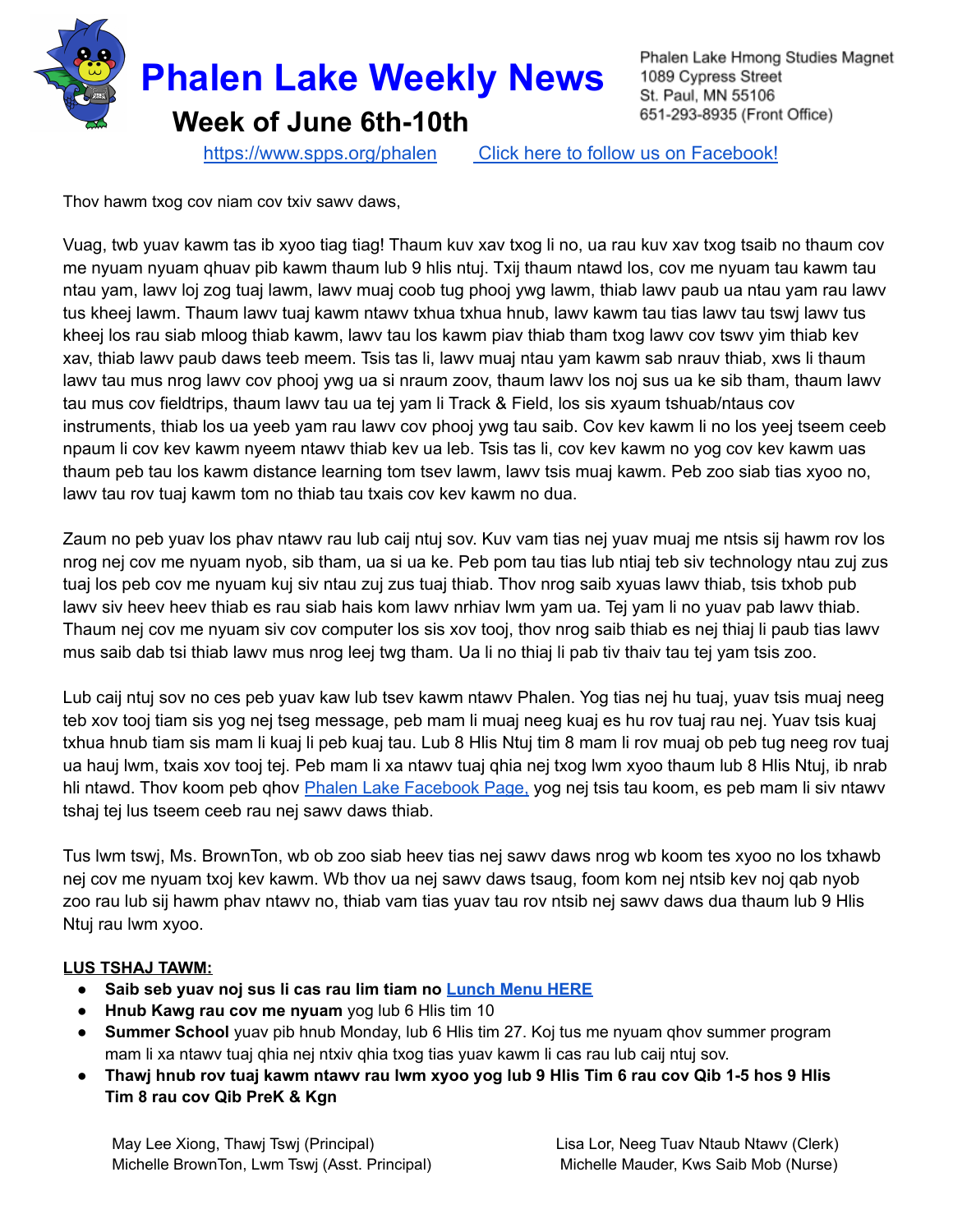# Phalen Lake Weekly News

## Week of June 6th-10th

Phalen Lake Hmong Studies Magnet
1089 Cypress Street
St. Paul, MN 55106
651-293-8935 (Front Office)

[https://www.spps.org/phalen](https://www.spps.org/phalen) [Click here to follow us on Facebook!]()

Thov hawm txog cov niam cov txiv sawv daws,

Vuag, twb yuav kawm tas ib xyoo tiag tiag! Thaum kuv xav txog li no, ua rau kuv xav txog tsaib no thaum cov me nyuam nyuam qhuav pib kawm thaum lub 9 hlis ntuj. Txij thaum ntawd los, cov me nyuam tau kawm tau ntau yam, lawv loj zog tuaj lawm, lawv muaj coob tug phooj ywg lawm, thiab lawv paub ua ntau yam rau lawv tus kheej lawm. Thaum lawv tuaj kawm ntawv txhua txhua hnub, lawv kawm tau tias lawv tau tswj lawv tus kheej los rau siab mloog thiab kawm, lawv tau los kawm piav thiab tham txog lawv cov tswv yim thiab kev xav, thiab lawv paub daws teeb meem. Tsis tas li, lawv muaj ntau yam kawm sab nrauv thiab, xws li thaum lawv tau mus nrog lawv cov phooj ywg ua si nraum zoov, thaum lawv los noj sus ua ke sib tham, thaum lawv tau mus cov fieldtrips, thaum lawv tau ua tej yam li Track & Field, los sis xyaum tshuab/ntaus cov instruments, thiab los ua yeeb yam rau lawv cov phooj ywg tau saib. Cov kev kawm li no los yeej tseem ceeb npaum li cov kev kawm nyeem ntawv thiab kev ua leb. Tsis tas li, cov kev kawm no yog cov kev kawm uas thaum peb tau los kawm distance learning tom tsev lawm, lawv tsis muaj kawm. Peb zoo siab tias xyoo no, lawv tau rov tuaj kawm tom no thiab tau txais cov kev kawm no dua.

Zaum no peb yuav los phav ntawv rau lub caij ntuj sov. Kuv vam tias nej yuav muaj me ntsis sij hawm rov los nrog nej cov me nyuam nyob, sib tham, ua si ua ke. Peb pom tau tias lub ntiaj teb siv technology ntau zuj zus tuaj los peb cov me nyuam kuj siv ntau zuj zus tuaj thiab. Thov nrog saib xyuas lawv thiab, tsis txhob pub lawv siv heev heev thiab es rau siab hais kom lawv nrhiav lwm yam ua. Tej yam li no yuav pab lawv thiab. Thaum nej cov me nyuam siv cov computer los sis xov tooj, thov nrog saib thiab es nej thiaj li paub tias lawv mus saib dab tsi thiab lawv mus nrog leej twg tham. Ua li no thiaj li pab tiv thaiv tau tej yam tsis zoo.

Lub caij ntuj sov no ces peb yuav kaw lub tsev kawm ntawv Phalen. Yog tias nej hu tuaj, yuav tsis muaj neeg teb xov tooj tiam sis yog nej tseg message, peb mam li muaj neeg kuaj es hu rov tuaj rau nej. Yuav tsis kuaj txhua hnub tiam sis mam li kuaj li peb kuaj tau. Lub 8 Hlis Ntuj tim 8 mam li rov muaj ob peb tug neeg rov tuaj ua hauj lwm, txais xov tooj tej. Peb mam li xa ntawv tuaj qhia nej txog lwm xyoo thaum lub 8 Hlis Ntuj, ib nrab hli ntawd. Thov koom peb qhov [Phalen Lake Facebook Page,]() yog nej tsis tau koom, es peb mam li siv ntawv tshaj tej lus tseem ceeb rau nej sawv daws thiab.

Tus lwm tswj, Ms. BrownTon, wb ob zoo siab heev tias nej sawv daws nrog wb koom tes xyoo no los txhawb nej cov me nyuam txoj kev kawm. Wb thov ua nej sawv daws tsaug, foom kom nej ntsib kev noj qab nyob zoo rau lub sij hawm phav ntawv no, thiab vam tias yuav tau rov ntsib nej sawv daws dua thaum lub 9 Hlis Ntuj rau lwm xyoo.

**LUS TSHAJ TAWM:**

- **Saib seb yuav noj sus li cas rau lim tiam no [Lunch Menu HERE]()**
- **Hnub Kawg rau cov me nyuam** yog lub 6 Hlis tim 10
- **Summer School** yuav pib hnub Monday, lub 6 Hlis tim 27. Koj tus me nyuam qhov summer program mam li xa ntawv tuaj qhia nej ntxiv qhia txog tias yuav kawm li cas rau lub caij ntuj sov.
- **Thawj hnub rov tuaj kawm ntawv rau lwm xyoo yog lub 9 Hlis Tim 6 rau cov Qib 1-5 hos 9 Hlis Tim 8 rau cov Qib PreK & Kgn**

May Lee Xiong, Thawj Tswj (Principal)
Michelle BrownTon, Lwm Tswj (Asst. Principal)

Lisa Lor, Neeg Tuav Ntaub Ntawv (Clerk)
Michelle Mauder, Kws Saib Mob (Nurse)